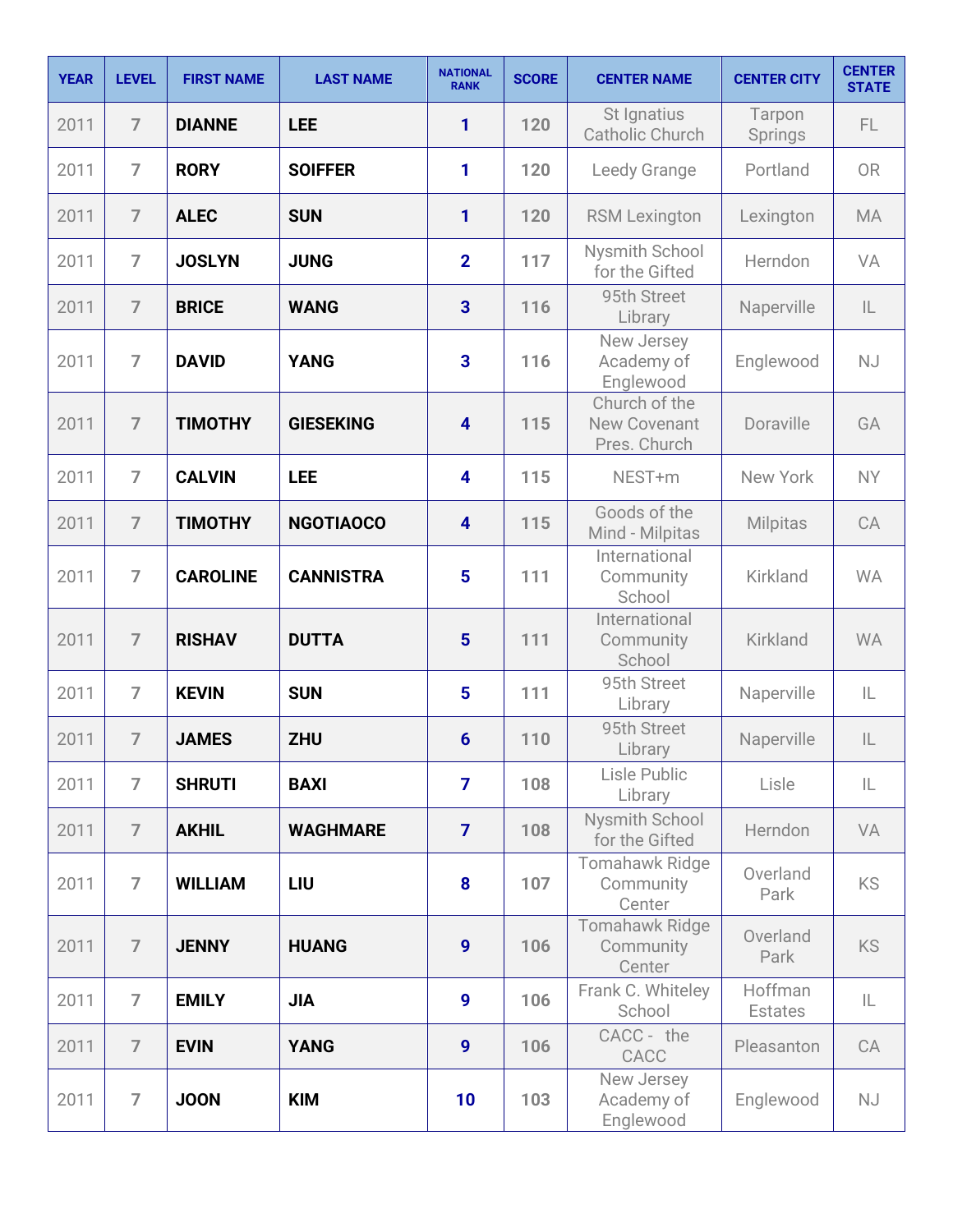| YEAR | LEVEL | FIRST NAME | LAST NAME | NATIONAL RANK | SCORE | CENTER NAME | CENTER CITY | CENTER STATE |
|---|---|---|---|---|---|---|---|---|
| 2011 | 7 | DIANNE | LEE | 1 | 120 | St Ignatius Catholic Church | Tarpon Springs | FL |
| 2011 | 7 | RORY | SOIFFER | 1 | 120 | Leedy Grange | Portland | OR |
| 2011 | 7 | ALEC | SUN | 1 | 120 | RSM Lexington | Lexington | MA |
| 2011 | 7 | JOSLYN | JUNG | 2 | 117 | Nysmith School for the Gifted | Herndon | VA |
| 2011 | 7 | BRICE | WANG | 3 | 116 | 95th Street Library | Naperville | IL |
| 2011 | 7 | DAVID | YANG | 3 | 116 | New Jersey Academy of Englewood | Englewood | NJ |
| 2011 | 7 | TIMOTHY | GIESEKING | 4 | 115 | Church of the New Covenant Pres. Church | Doraville | GA |
| 2011 | 7 | CALVIN | LEE | 4 | 115 | NEST+m | New York | NY |
| 2011 | 7 | TIMOTHY | NGOTIAOCO | 4 | 115 | Goods of the Mind - Milpitas | Milpitas | CA |
| 2011 | 7 | CAROLINE | CANNISTRA | 5 | 111 | International Community School | Kirkland | WA |
| 2011 | 7 | RISHAV | DUTTA | 5 | 111 | International Community School | Kirkland | WA |
| 2011 | 7 | KEVIN | SUN | 5 | 111 | 95th Street Library | Naperville | IL |
| 2011 | 7 | JAMES | ZHU | 6 | 110 | 95th Street Library | Naperville | IL |
| 2011 | 7 | SHRUTI | BAXI | 7 | 108 | Lisle Public Library | Lisle | IL |
| 2011 | 7 | AKHIL | WAGHMARE | 7 | 108 | Nysmith School for the Gifted | Herndon | VA |
| 2011 | 7 | WILLIAM | LIU | 8 | 107 | Tomahawk Ridge Community Center | Overland Park | KS |
| 2011 | 7 | JENNY | HUANG | 9 | 106 | Tomahawk Ridge Community Center | Overland Park | KS |
| 2011 | 7 | EMILY | JIA | 9 | 106 | Frank C. Whiteley School | Hoffman Estates | IL |
| 2011 | 7 | EVIN | YANG | 9 | 106 | CACC - the CACC | Pleasanton | CA |
| 2011 | 7 | JOON | KIM | 10 | 103 | New Jersey Academy of Englewood | Englewood | NJ |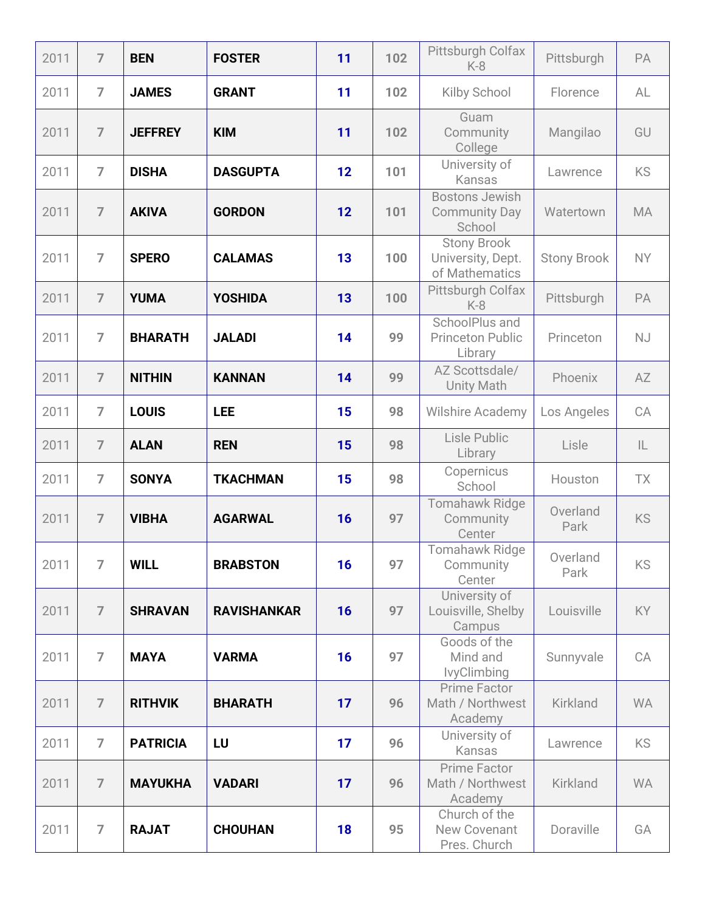| | | | | | | | | |
|---|---|---|---|---|---|---|---|---|
| 2011 | 7 | **BEN** | **FOSTER** | **11** | **102** | Pittsburgh Colfax K-8 | Pittsburgh | PA |
| 2011 | 7 | **JAMES** | **GRANT** | **11** | **102** | Kilby School | Florence | AL |
| 2011 | 7 | **JEFFREY** | **KIM** | **11** | **102** | Guam Community College | Mangilao | GU |
| 2011 | 7 | **DISHA** | **DASGUPTA** | **12** | **101** | University of Kansas | Lawrence | KS |
| 2011 | 7 | **AKIVA** | **GORDON** | **12** | **101** | Bostons Jewish Community Day School | Watertown | MA |
| 2011 | 7 | **SPERO** | **CALAMAS** | **13** | **100** | Stony Brook University, Dept. of Mathematics | Stony Brook | NY |
| 2011 | 7 | **YUMA** | **YOSHIDA** | **13** | **100** | Pittsburgh Colfax K-8 | Pittsburgh | PA |
| 2011 | 7 | **BHARATH** | **JALADI** | **14** | **99** | SchoolPlus and Princeton Public Library | Princeton | NJ |
| 2011 | 7 | **NITHIN** | **KANNAN** | **14** | **99** | AZ Scottsdale/ Unity Math | Phoenix | AZ |
| 2011 | 7 | **LOUIS** | **LEE** | **15** | **98** | Wilshire Academy | Los Angeles | CA |
| 2011 | 7 | **ALAN** | **REN** | **15** | **98** | Lisle Public Library | Lisle | IL |
| 2011 | 7 | **SONYA** | **TKACHMAN** | **15** | **98** | Copernicus School | Houston | TX |
| 2011 | 7 | **VIBHA** | **AGARWAL** | **16** | **97** | Tomahawk Ridge Community Center | Overland Park | KS |
| 2011 | 7 | **WILL** | **BRABSTON** | **16** | **97** | Tomahawk Ridge Community Center | Overland Park | KS |
| 2011 | 7 | **SHRAVAN** | **RAVISHANKAR** | **16** | **97** | University of Louisville, Shelby Campus | Louisville | KY |
| 2011 | 7 | **MAYA** | **VARMA** | **16** | **97** | Goods of the Mind and IvyClimbing | Sunnyvale | CA |
| 2011 | 7 | **RITHVIK** | **BHARATH** | **17** | **96** | Prime Factor Math / Northwest Academy | Kirkland | WA |
| 2011 | 7 | **PATRICIA** | **LU** | **17** | **96** | University of Kansas | Lawrence | KS |
| 2011 | 7 | **MAYUKHA** | **VADARI** | **17** | **96** | Prime Factor Math / Northwest Academy | Kirkland | WA |
| 2011 | 7 | **RAJAT** | **CHOUHAN** | **18** | **95** | Church of the New Covenant Pres. Church | Doraville | GA |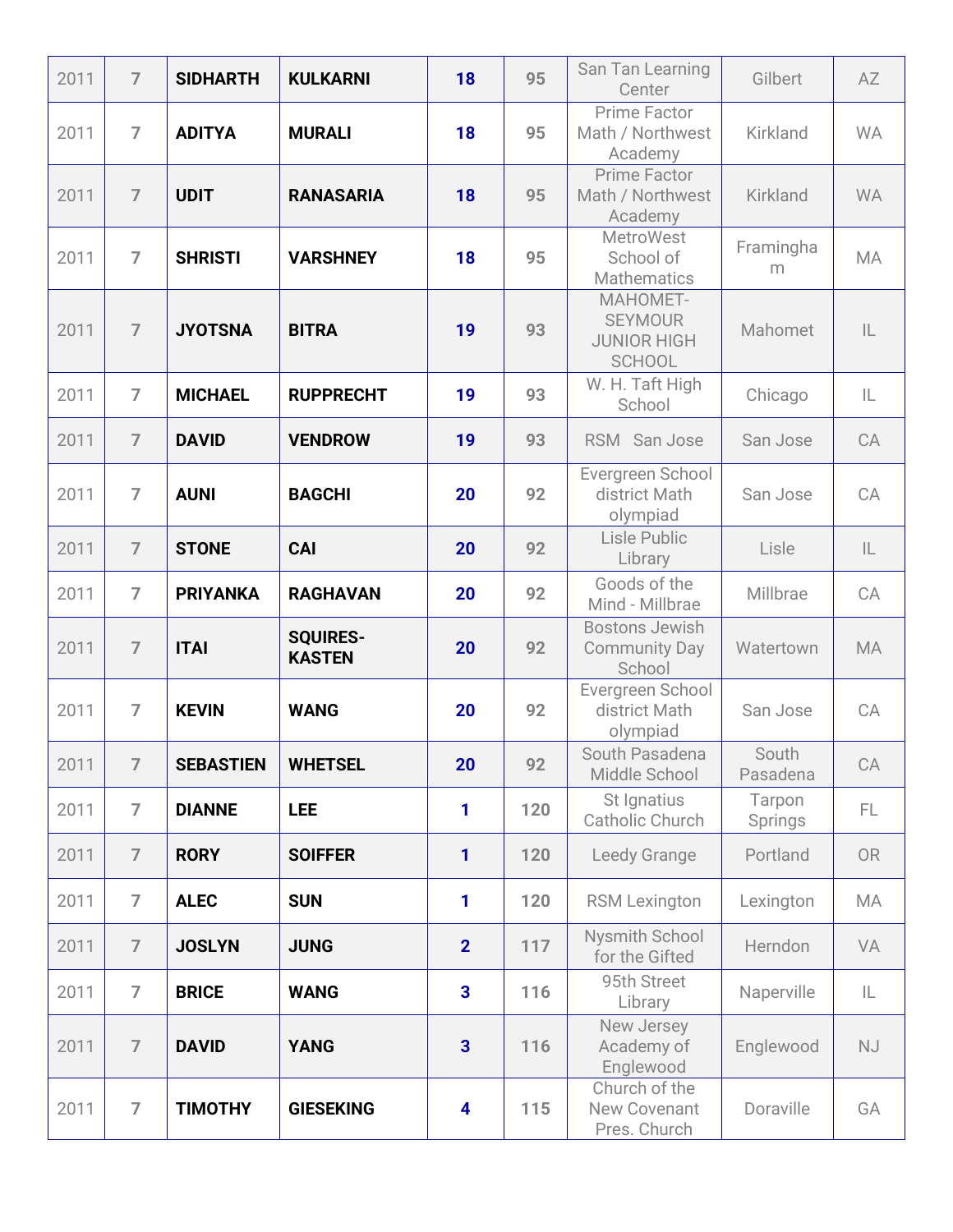| | | | | | | | | |
|---|---|---|---|---|---|---|---|---|
| 2011 | 7 | **SIDHARTH** | **KULKARNI** | **18** | **95** | San Tan Learning Center | Gilbert | AZ |
| 2011 | 7 | **ADITYA** | **MURALI** | **18** | **95** | Prime Factor Math / Northwest Academy | Kirkland | WA |
| 2011 | 7 | **UDIT** | **RANASARIA** | **18** | **95** | Prime Factor Math / Northwest Academy | Kirkland | WA |
| 2011 | 7 | **SHRISTI** | **VARSHNEY** | **18** | **95** | MetroWest School of Mathematics | Framingham | MA |
| 2011 | 7 | **JYOTSNA** | **BITRA** | **19** | **93** | MAHOMET-SEYMOUR JUNIOR HIGH SCHOOL | Mahomet | IL |
| 2011 | 7 | **MICHAEL** | **RUPPRECHT** | **19** | **93** | W. H. Taft High School | Chicago | IL |
| 2011 | 7 | **DAVID** | **VENDROW** | **19** | **93** | RSM San Jose | San Jose | CA |
| 2011 | 7 | **AUNI** | **BAGCHI** | **20** | **92** | Evergreen School district Math olympiad | San Jose | CA |
| 2011 | 7 | **STONE** | **CAI** | **20** | **92** | Lisle Public Library | Lisle | IL |
| 2011 | 7 | **PRIYANKA** | **RAGHAVAN** | **20** | **92** | Goods of the Mind - Millbrae | Millbrae | CA |
| 2011 | 7 | **ITAI** | **SQUIRES-KASTEN** | **20** | **92** | Bostons Jewish Community Day School | Watertown | MA |
| 2011 | 7 | **KEVIN** | **WANG** | **20** | **92** | Evergreen School district Math olympiad | San Jose | CA |
| 2011 | 7 | **SEBASTIEN** | **WHETSEL** | **20** | **92** | South Pasadena Middle School | South Pasadena | CA |
| 2011 | 7 | **DIANNE** | **LEE** | **1** | **120** | St Ignatius Catholic Church | Tarpon Springs | FL |
| 2011 | 7 | **RORY** | **SOIFFER** | **1** | **120** | Leedy Grange | Portland | OR |
| 2011 | 7 | **ALEC** | **SUN** | **1** | **120** | RSM Lexington | Lexington | MA |
| 2011 | 7 | **JOSLYN** | **JUNG** | **2** | **117** | Nysmith School for the Gifted | Herndon | VA |
| 2011 | 7 | **BRICE** | **WANG** | **3** | **116** | 95th Street Library | Naperville | IL |
| 2011 | 7 | **DAVID** | **YANG** | **3** | **116** | New Jersey Academy of Englewood | Englewood | NJ |
| 2011 | 7 | **TIMOTHY** | **GIESEKING** | **4** | **115** | Church of the New Covenant Pres. Church | Doraville | GA |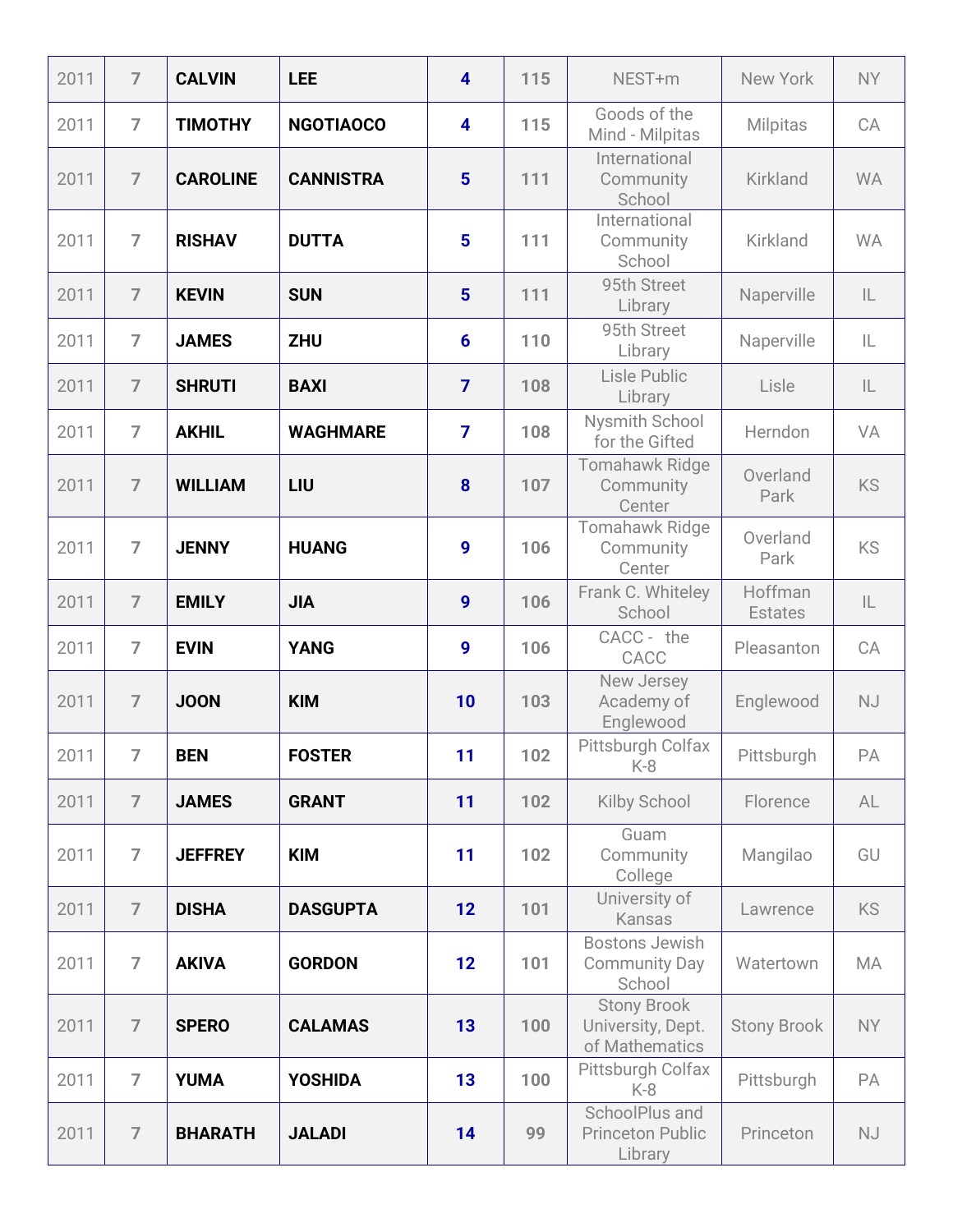| | | | | | | | | |
|---|---|---|---|---|---|---|---|---|
| 2011 | 7 | **CALVIN** | **LEE** | **4** | 115 | NEST+m | New York | NY |
| 2011 | 7 | **TIMOTHY** | **NGOTIAOCO** | **4** | 115 | Goods of the Mind - Milpitas | Milpitas | CA |
| 2011 | 7 | **CAROLINE** | **CANNISTRA** | **5** | 111 | International Community School | Kirkland | WA |
| 2011 | 7 | **RISHAV** | **DUTTA** | **5** | 111 | International Community School | Kirkland | WA |
| 2011 | 7 | **KEVIN** | **SUN** | **5** | 111 | 95th Street Library | Naperville | IL |
| 2011 | 7 | **JAMES** | **ZHU** | **6** | 110 | 95th Street Library | Naperville | IL |
| 2011 | 7 | **SHRUTI** | **BAXI** | **7** | 108 | Lisle Public Library | Lisle | IL |
| 2011 | 7 | **AKHIL** | **WAGHMARE** | **7** | 108 | Nysmith School for the Gifted | Herndon | VA |
| 2011 | 7 | **WILLIAM** | **LIU** | **8** | 107 | Tomahawk Ridge Community Center | Overland Park | KS |
| 2011 | 7 | **JENNY** | **HUANG** | **9** | 106 | Tomahawk Ridge Community Center | Overland Park | KS |
| 2011 | 7 | **EMILY** | **JIA** | **9** | 106 | Frank C. Whiteley School | Hoffman Estates | IL |
| 2011 | 7 | **EVIN** | **YANG** | **9** | 106 | CACC - the CACC | Pleasanton | CA |
| 2011 | 7 | **JOON** | **KIM** | **10** | 103 | New Jersey Academy of Englewood | Englewood | NJ |
| 2011 | 7 | **BEN** | **FOSTER** | **11** | 102 | Pittsburgh Colfax K-8 | Pittsburgh | PA |
| 2011 | 7 | **JAMES** | **GRANT** | **11** | 102 | Kilby School | Florence | AL |
| 2011 | 7 | **JEFFREY** | **KIM** | **11** | 102 | Guam Community College | Mangilao | GU |
| 2011 | 7 | **DISHA** | **DASGUPTA** | **12** | 101 | University of Kansas | Lawrence | KS |
| 2011 | 7 | **AKIVA** | **GORDON** | **12** | 101 | Bostons Jewish Community Day School | Watertown | MA |
| 2011 | 7 | **SPERO** | **CALAMAS** | **13** | 100 | Stony Brook University, Dept. of Mathematics | Stony Brook | NY |
| 2011 | 7 | **YUMA** | **YOSHIDA** | **13** | 100 | Pittsburgh Colfax K-8 | Pittsburgh | PA |
| 2011 | 7 | **BHARATH** | **JALADI** | **14** | 99 | SchoolPlus and Princeton Public Library | Princeton | NJ |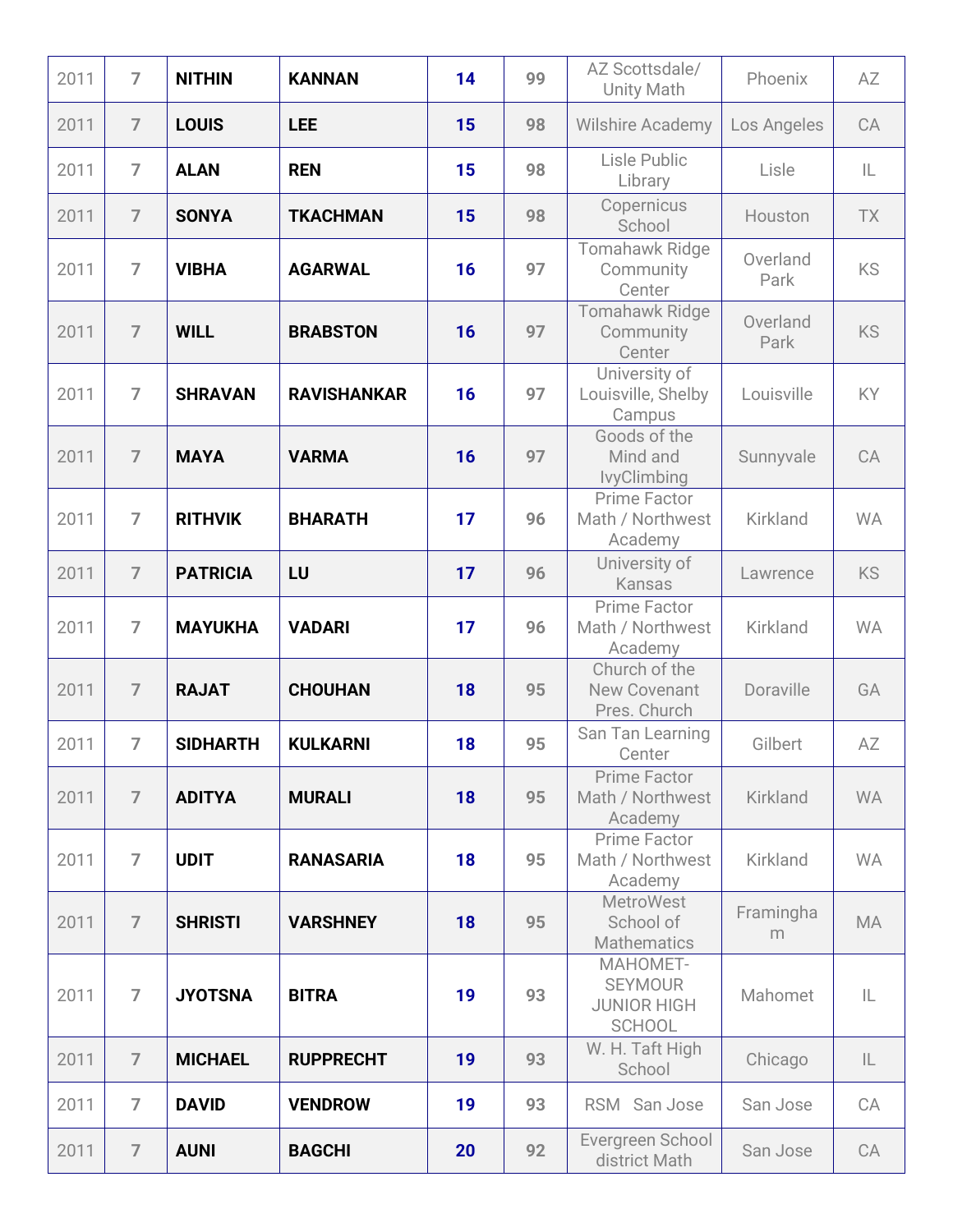| | | | | | | | | |
|---|---|---|---|---|---|---|---|---|
| 2011 | 7 | **NITHIN** | **KANNAN** | **14** | **99** | AZ Scottsdale/ Unity Math | Phoenix | AZ |
| 2011 | 7 | **LOUIS** | **LEE** | **15** | **98** | Wilshire Academy | Los Angeles | CA |
| 2011 | 7 | **ALAN** | **REN** | **15** | **98** | Lisle Public Library | Lisle | IL |
| 2011 | 7 | **SONYA** | **TKACHMAN** | **15** | **98** | Copernicus School | Houston | TX |
| 2011 | 7 | **VIBHA** | **AGARWAL** | **16** | **97** | Tomahawk Ridge Community Center | Overland Park | KS |
| 2011 | 7 | **WILL** | **BRABSTON** | **16** | **97** | Tomahawk Ridge Community Center | Overland Park | KS |
| 2011 | 7 | **SHRAVAN** | **RAVISHANKAR** | **16** | **97** | University of Louisville, Shelby Campus | Louisville | KY |
| 2011 | 7 | **MAYA** | **VARMA** | **16** | **97** | Goods of the Mind and IvyClimbing | Sunnyvale | CA |
| 2011 | 7 | **RITHVIK** | **BHARATH** | **17** | **96** | Prime Factor Math / Northwest Academy | Kirkland | WA |
| 2011 | 7 | **PATRICIA** | **LU** | **17** | **96** | University of Kansas | Lawrence | KS |
| 2011 | 7 | **MAYUKHA** | **VADARI** | **17** | **96** | Prime Factor Math / Northwest Academy | Kirkland | WA |
| 2011 | 7 | **RAJAT** | **CHOUHAN** | **18** | **95** | Church of the New Covenant Pres. Church | Doraville | GA |
| 2011 | 7 | **SIDHARTH** | **KULKARNI** | **18** | **95** | San Tan Learning Center | Gilbert | AZ |
| 2011 | 7 | **ADITYA** | **MURALI** | **18** | **95** | Prime Factor Math / Northwest Academy | Kirkland | WA |
| 2011 | 7 | **UDIT** | **RANASARIA** | **18** | **95** | Prime Factor Math / Northwest Academy | Kirkland | WA |
| 2011 | 7 | **SHRISTI** | **VARSHNEY** | **18** | **95** | MetroWest School of Mathematics | Framingham | MA |
| 2011 | 7 | **JYOTSNA** | **BITRA** | **19** | **93** | MAHOMET-SEYMOUR JUNIOR HIGH SCHOOL | Mahomet | IL |
| 2011 | 7 | **MICHAEL** | **RUPPRECHT** | **19** | **93** | W. H. Taft High School | Chicago | IL |
| 2011 | 7 | **DAVID** | **VENDROW** | **19** | **93** | RSM San Jose | San Jose | CA |
| 2011 | 7 | **AUNI** | **BAGCHI** | **20** | **92** | Evergreen School district Math | San Jose | CA |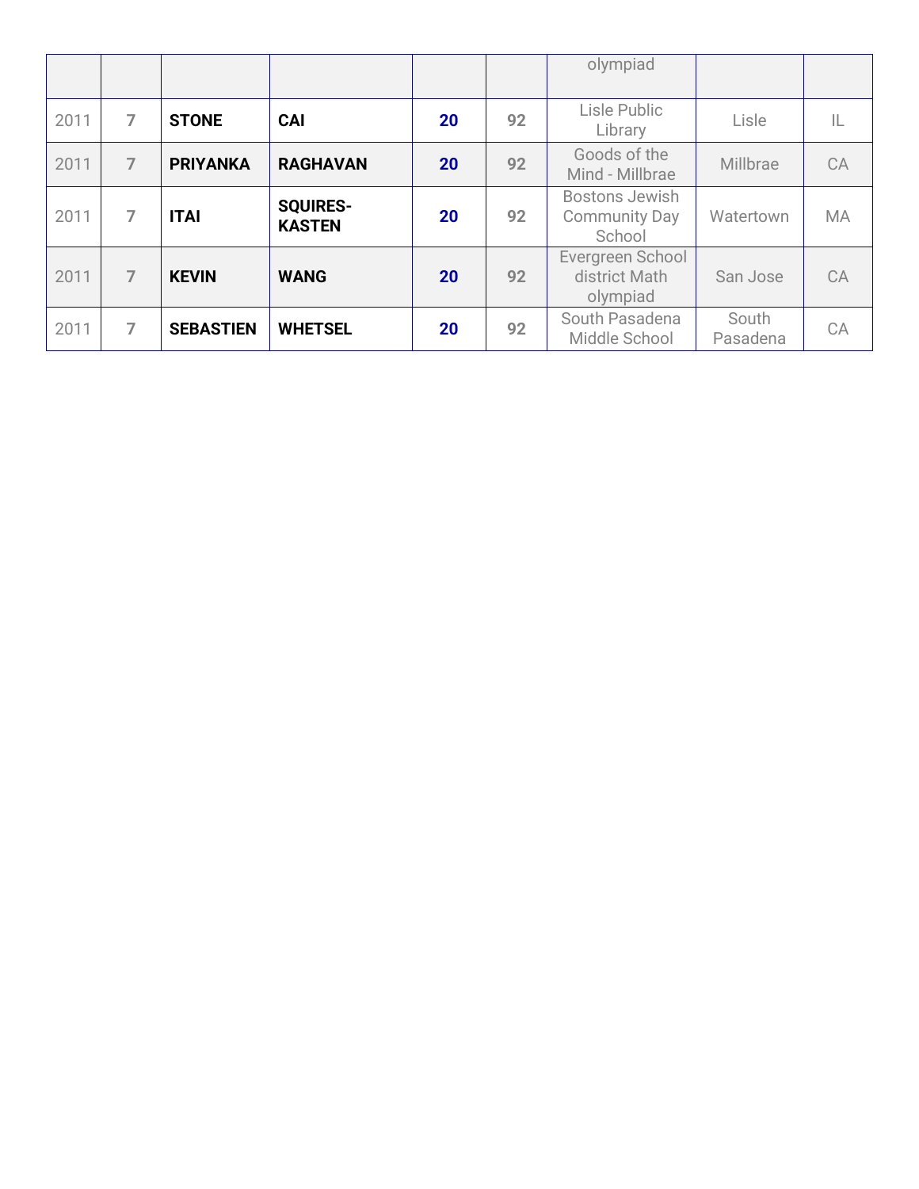| | | | | | | | | |
|---|---|---|---|---|---|---|---|---|
| | | | | | | olympiad | | |
| 2011 | 7 | **STONE** | **CAI** | **20** | **92** | Lisle Public Library | Lisle | IL |
| 2011 | 7 | **PRIYANKA** | **RAGHAVAN** | **20** | **92** | Goods of the Mind - Millbrae | Millbrae | CA |
| 2011 | 7 | **ITAI** | **SQUIRES-KASTEN** | **20** | **92** | Bostons Jewish Community Day School | Watertown | MA |
| 2011 | 7 | **KEVIN** | **WANG** | **20** | **92** | Evergreen School district Math olympiad | San Jose | CA |
| 2011 | 7 | **SEBASTIEN** | **WHETSEL** | **20** | **92** | South Pasadena Middle School | South Pasadena | CA |